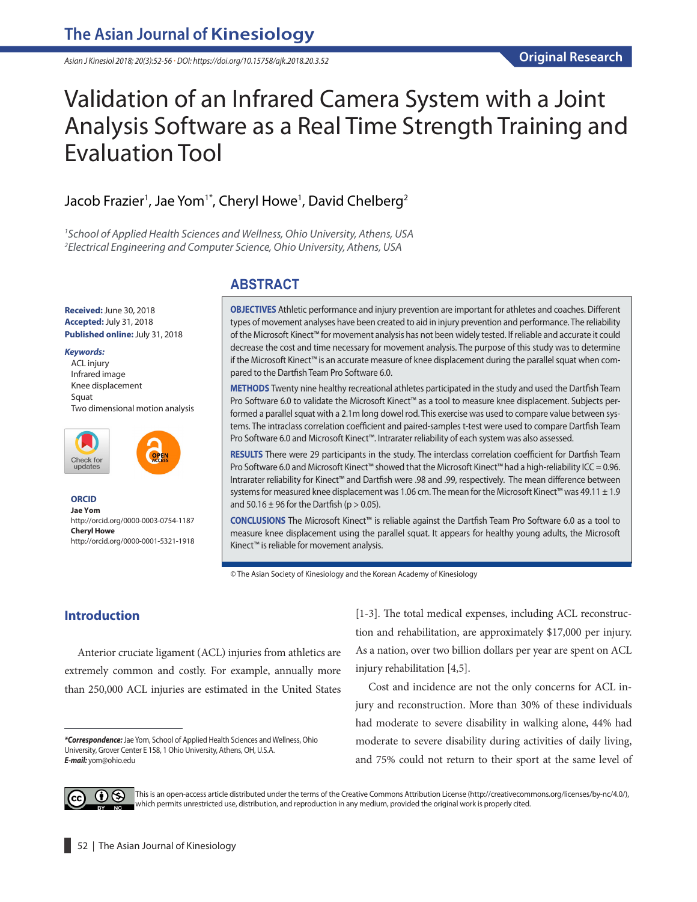Original Research

# Validation of an Infrared Camera System with a Joint Analysis Software as a Real Time Strength Training and Evaluation Tool

Jacob Frazier[1], Jae Yom[1*], Cheryl Howe[1], David Chelberg[2]

[1]School of Applied Health Sciences and Wellness, Ohio University, Athens, USA
[2]Electrical Engineering and Computer Science, Ohio University, Athens, USA

**Received:** June 30, 2018
**Accepted:** July 31, 2018
**Published online:** July 31, 2018

***Keywords:***
ACL injury
Infrared image
Knee displacement
Squat
Two dimensional motion analysis

**ORCID**
**Jae Yom**
http://orcid.org/0000-0003-0754-1187
**Cheryl Howe**
http://orcid.org/0000-0001-5321-1918

## ABSTRACT

**OBJECTIVES** Athletic performance and injury prevention are important for athletes and coaches. Different types of movement analyses have been created to aid in injury prevention and performance. The reliability of the Microsoft Kinect™ for movement analysis has not been widely tested. If reliable and accurate it could decrease the cost and time necessary for movement analysis. The purpose of this study was to determine if the Microsoft Kinect™ is an accurate measure of knee displacement during the parallel squat when compared to the Dartfish Team Pro Software 6.0.

**METHODS** Twenty nine healthy recreational athletes participated in the study and used the Dartfish Team Pro Software 6.0 to validate the Microsoft Kinect™ as a tool to measure knee displacement. Subjects performed a parallel squat with a 2.1m long dowel rod. This exercise was used to compare value between systems. The intraclass correlation coefficient and paired-samples t-test were used to compare Dartfish Team Pro Software 6.0 and Microsoft Kinect™. Intrarater reliability of each system was also assessed.

**RESULTS** There were 29 participants in the study. The interclass correlation coefficient for Dartfish Team Pro Software 6.0 and Microsoft Kinect™ showed that the Microsoft Kinect™ had a high-reliability ICC = 0.96. Intrarater reliability for Kinect™ and Dartfish were .98 and .99, respectively. The mean difference between systems for measured knee displacement was 1.06 cm. The mean for the Microsoft Kinect™ was 49.11 ± 1.9 and 50.16 ± 96 for the Dartfish ($p > 0.05$).

**CONCLUSIONS** The Microsoft Kinect™ is reliable against the Dartfish Team Pro Software 6.0 as a tool to measure knee displacement using the parallel squat. It appears for healthy young adults, the Microsoft Kinect™ is reliable for movement analysis.

© The Asian Society of Kinesiology and the Korean Academy of Kinesiology

## Introduction

Anterior cruciate ligament (ACL) injuries from athletics are extremely common and costly. For example, annually more than 250,000 ACL injuries are estimated in the United States [1-3]. The total medical expenses, including ACL reconstruction and rehabilitation, are approximately $17,000 per injury. As a nation, over two billion dollars per year are spent on ACL injury rehabilitation [4,5].

Cost and incidence are not the only concerns for ACL injury and reconstruction. More than 30% of these individuals had moderate to severe disability in walking alone, 44% had moderate to severe disability during activities of daily living, and 75% could not return to their sport at the same level of

***Correspondence:** Jae Yom, School of Applied Health Sciences and Wellness, Ohio University, Grover Center E 158, 1 Ohio University, Athens, OH, U.S.A.
***E-mail:*** yom@ohio.edu

This is an open-access article distributed under the terms of the Creative Commons Attribution License (http://creativecommons.org/licenses/by-nc/4.0/), which permits unrestricted use, distribution, and reproduction in any medium, provided the original work is properly cited.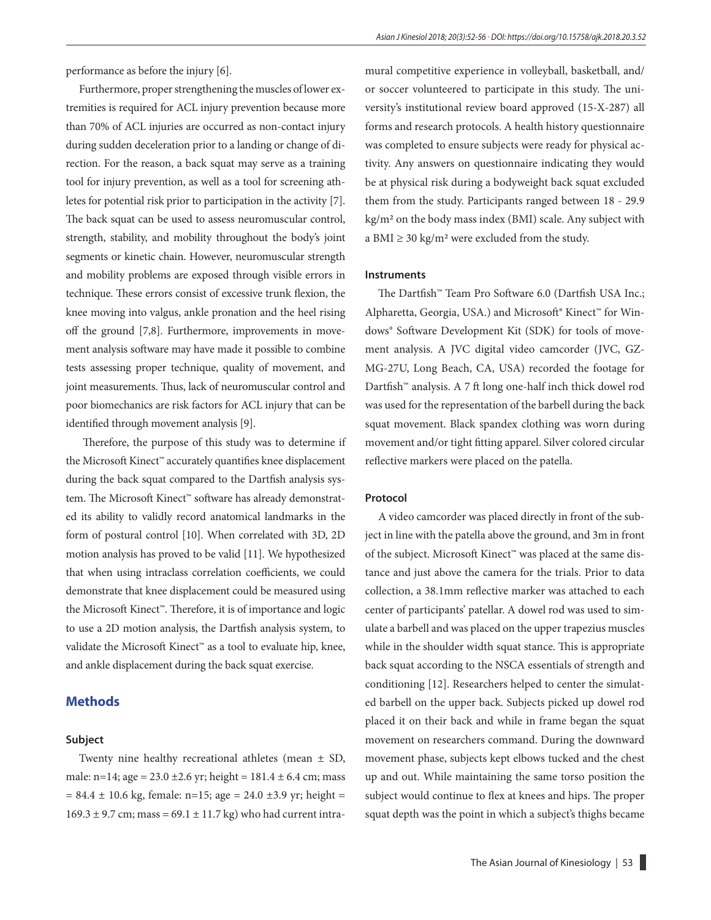performance as before the injury [6].

Furthermore, proper strengthening the muscles of lower extremities is required for ACL injury prevention because more than 70% of ACL injuries are occurred as non-contact injury during sudden deceleration prior to a landing or change of direction. For the reason, a back squat may serve as a training tool for injury prevention, as well as a tool for screening athletes for potential risk prior to participation in the activity [7]. The back squat can be used to assess neuromuscular control, strength, stability, and mobility throughout the body's joint segments or kinetic chain. However, neuromuscular strength and mobility problems are exposed through visible errors in technique. These errors consist of excessive trunk flexion, the knee moving into valgus, ankle pronation and the heel rising off the ground [7,8]. Furthermore, improvements in movement analysis software may have made it possible to combine tests assessing proper technique, quality of movement, and joint measurements. Thus, lack of neuromuscular control and poor biomechanics are risk factors for ACL injury that can be identified through movement analysis [9].

Therefore, the purpose of this study was to determine if the Microsoft Kinect™ accurately quantifies knee displacement during the back squat compared to the Dartfish analysis system. The Microsoft Kinect™ software has already demonstrated its ability to validly record anatomical landmarks in the form of postural control [10]. When correlated with 3D, 2D motion analysis has proved to be valid [11]. We hypothesized that when using intraclass correlation coefficients, we could demonstrate that knee displacement could be measured using the Microsoft Kinect™. Therefore, it is of importance and logic to use a 2D motion analysis, the Dartfish analysis system, to validate the Microsoft Kinect™ as a tool to evaluate hip, knee, and ankle displacement during the back squat exercise.

## Methods

### Subject

Twenty nine healthy recreational athletes (mean ± SD, male: n=14; age = 23.0 ±2.6 yr; height = 181.4 ± 6.4 cm; mass = 84.4 ± 10.6 kg, female: n=15; age = 24.0 ±3.9 yr; height = 169.3 ± 9.7 cm; mass = 69.1 ± 11.7 kg) who had current intramural competitive experience in volleyball, basketball, and/or soccer volunteered to participate in this study. The university's institutional review board approved (15-X-287) all forms and research protocols. A health history questionnaire was completed to ensure subjects were ready for physical activity. Any answers on questionnaire indicating they would be at physical risk during a bodyweight back squat excluded them from the study. Participants ranged between 18 - 29.9 kg/m² on the body mass index (BMI) scale. Any subject with a BMI ≥ 30 kg/m² were excluded from the study.

### Instruments

The Dartfish™ Team Pro Software 6.0 (Dartfish USA Inc.; Alpharetta, Georgia, USA.) and Microsoft® Kinect™ for Windows® Software Development Kit (SDK) for tools of movement analysis. A JVC digital video camcorder (JVC, GZ-MG-27U, Long Beach, CA, USA) recorded the footage for Dartfish™ analysis. A 7 ft long one-half inch thick dowel rod was used for the representation of the barbell during the back squat movement. Black spandex clothing was worn during movement and/or tight fitting apparel. Silver colored circular reflective markers were placed on the patella.

### Protocol

A video camcorder was placed directly in front of the subject in line with the patella above the ground, and 3m in front of the subject. Microsoft Kinect™ was placed at the same distance and just above the camera for the trials. Prior to data collection, a 38.1mm reflective marker was attached to each center of participants' patellar. A dowel rod was used to simulate a barbell and was placed on the upper trapezius muscles while in the shoulder width squat stance. This is appropriate back squat according to the NSCA essentials of strength and conditioning [12]. Researchers helped to center the simulated barbell on the upper back. Subjects picked up dowel rod placed it on their back and while in frame began the squat movement on researchers command. During the downward movement phase, subjects kept elbows tucked and the chest up and out. While maintaining the same torso position the subject would continue to flex at knees and hips. The proper squat depth was the point in which a subject's thighs became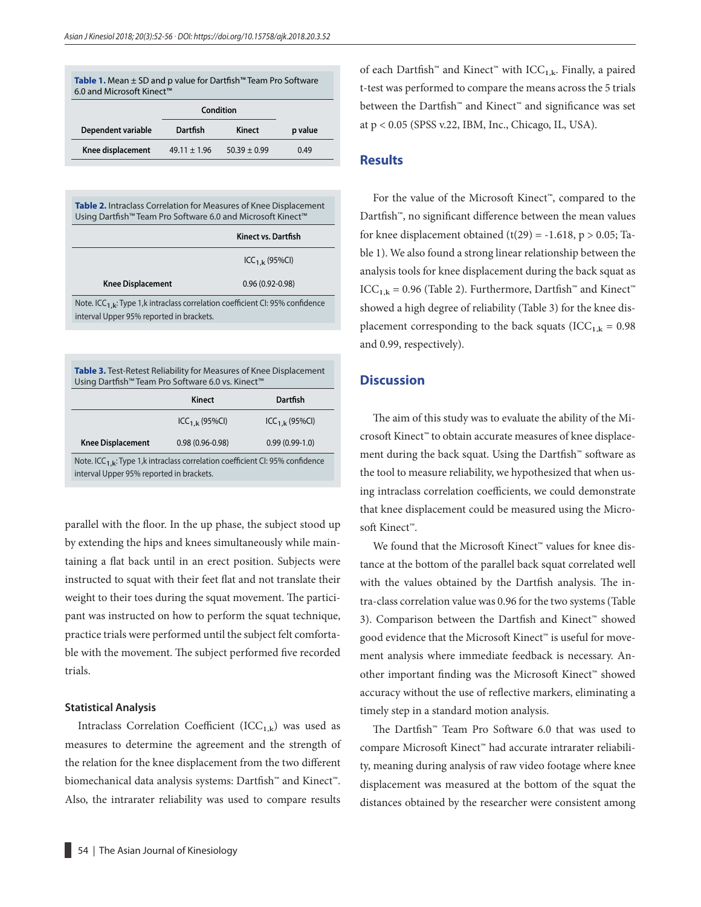**Table 1.** Mean ± SD and p value for Dartfish™ Team Pro Software 6.0 and Microsoft Kinect™

| | Condition | | |
|---|---|---|---|
| Dependent variable | Dartfish | Kinect | p value |
| Knee displacement | 49.11 ± 1.96 | 50.39 ± 0.99 | 0.49 |

**Table 2.** Intraclass Correlation for Measures of Knee Displacement Using Dartfish™ Team Pro Software 6.0 and Microsoft Kinect™

| | Kinect vs. Dartfish |
|---|---|
| | $ICC_{1,k}$ (95%CI) |
| Knee Displacement | 0.96 (0.92-0.98) |

Note. $ICC_{1,k}$: Type 1,k intraclass correlation coefficient CI: 95% confidence interval Upper 95% reported in brackets.

**Table 3.** Test-Retest Reliability for Measures of Knee Displacement Using Dartfish™ Team Pro Software 6.0 vs. Kinect™

| | Kinect | Dartfish |
|---|---|---|
| | $ICC_{1,k}$ (95%CI) | $ICC_{1,k}$ (95%CI) |
| Knee Displacement | 0.98 (0.96-0.98) | 0.99 (0.99-1.0) |

Note. $ICC_{1,k}$: Type 1,k intraclass correlation coefficient CI: 95% confidence interval Upper 95% reported in brackets.

parallel with the floor. In the up phase, the subject stood up by extending the hips and knees simultaneously while maintaining a flat back until in an erect position. Subjects were instructed to squat with their feet flat and not translate their weight to their toes during the squat movement. The participant was instructed on how to perform the squat technique, practice trials were performed until the subject felt comfortable with the movement. The subject performed five recorded trials.

### Statistical Analysis

Intraclass Correlation Coefficient ($ICC_{1,k}$) was used as measures to determine the agreement and the strength of the relation for the knee displacement from the two different biomechanical data analysis systems: Dartfish™ and Kinect™. Also, the intrarater reliability was used to compare results of each Dartfish™ and Kinect™ with $ICC_{1,k}$. Finally, a paired t-test was performed to compare the means across the 5 trials between the Dartfish™ and Kinect™ and significance was set at $p < 0.05$ (SPSS v.22, IBM, Inc., Chicago, IL, USA).

## Results

For the value of the Microsoft Kinect™, compared to the Dartfish™, no significant difference between the mean values for knee displacement obtained ($t(29) = -1.618$, $p > 0.05$; Table 1). We also found a strong linear relationship between the analysis tools for knee displacement during the back squat as $ICC_{1,k} = 0.96$ (Table 2). Furthermore, Dartfish™ and Kinect™ showed a high degree of reliability (Table 3) for the knee displacement corresponding to the back squats ($ICC_{1,k} = 0.98$ and 0.99, respectively).

## Discussion

The aim of this study was to evaluate the ability of the Microsoft Kinect™ to obtain accurate measures of knee displacement during the back squat. Using the Dartfish™ software as the tool to measure reliability, we hypothesized that when using intraclass correlation coefficients, we could demonstrate that knee displacement could be measured using the Microsoft Kinect™.

We found that the Microsoft Kinect™ values for knee distance at the bottom of the parallel back squat correlated well with the values obtained by the Dartfish analysis. The intra-class correlation value was 0.96 for the two systems (Table 3). Comparison between the Dartfish and Kinect™ showed good evidence that the Microsoft Kinect™ is useful for movement analysis where immediate feedback is necessary. Another important finding was the Microsoft Kinect™ showed accuracy without the use of reflective markers, eliminating a timely step in a standard motion analysis.

The Dartfish™ Team Pro Software 6.0 that was used to compare Microsoft Kinect™ had accurate intrarater reliability, meaning during analysis of raw video footage where knee displacement was measured at the bottom of the squat the distances obtained by the researcher were consistent among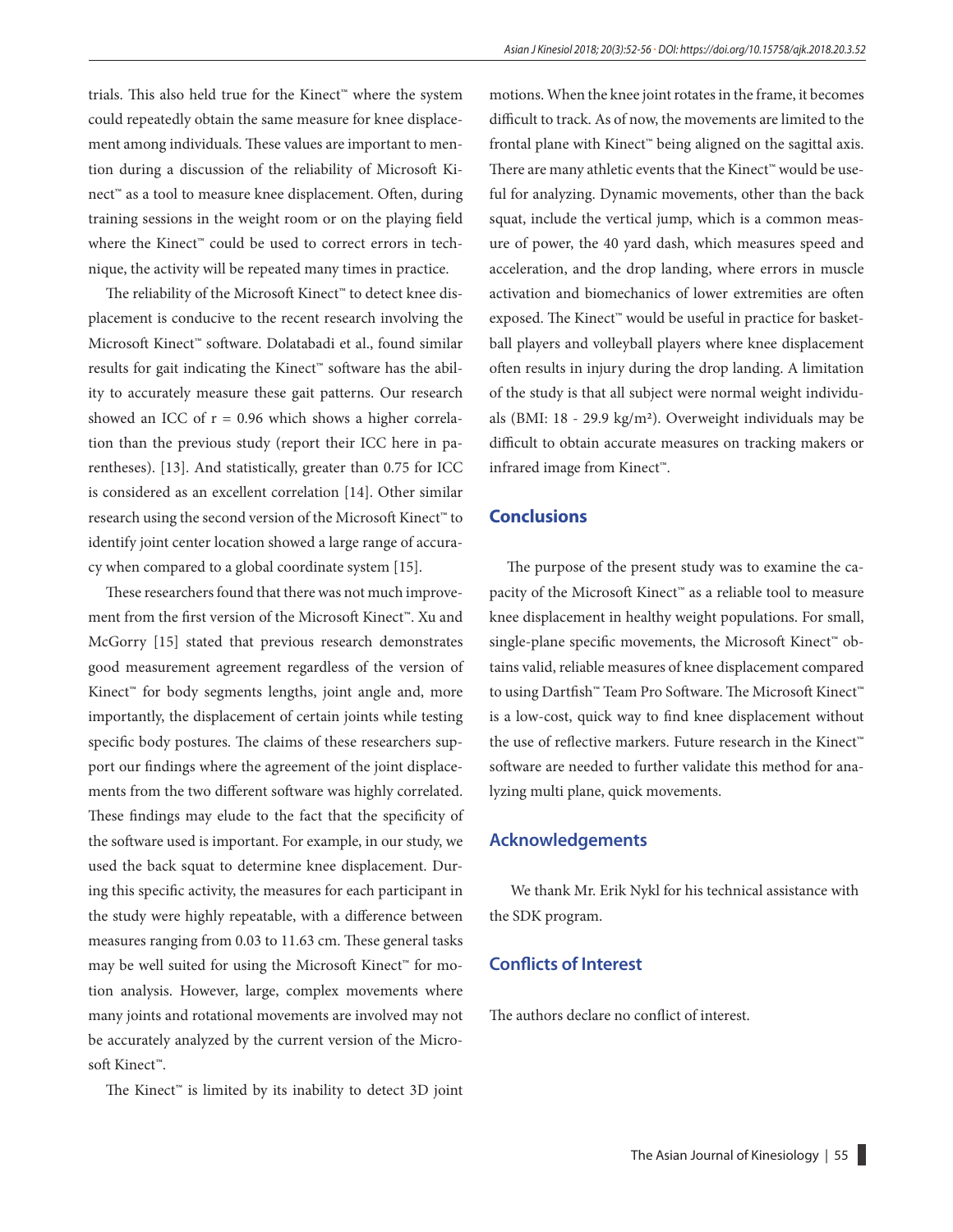trials. This also held true for the Kinect™ where the system could repeatedly obtain the same measure for knee displacement among individuals. These values are important to mention during a discussion of the reliability of Microsoft Kinect™ as a tool to measure knee displacement. Often, during training sessions in the weight room or on the playing field where the Kinect™ could be used to correct errors in technique, the activity will be repeated many times in practice.

The reliability of the Microsoft Kinect™ to detect knee displacement is conducive to the recent research involving the Microsoft Kinect™ software. Dolatabadi et al., found similar results for gait indicating the Kinect™ software has the ability to accurately measure these gait patterns. Our research showed an ICC of r = 0.96 which shows a higher correlation than the previous study (report their ICC here in parentheses). [13]. And statistically, greater than 0.75 for ICC is considered as an excellent correlation [14]. Other similar research using the second version of the Microsoft Kinect™ to identify joint center location showed a large range of accuracy when compared to a global coordinate system [15].

These researchers found that there was not much improvement from the first version of the Microsoft Kinect™. Xu and McGorry [15] stated that previous research demonstrates good measurement agreement regardless of the version of Kinect™ for body segments lengths, joint angle and, more importantly, the displacement of certain joints while testing specific body postures. The claims of these researchers support our findings where the agreement of the joint displacements from the two different software was highly correlated. These findings may elude to the fact that the specificity of the software used is important. For example, in our study, we used the back squat to determine knee displacement. During this specific activity, the measures for each participant in the study were highly repeatable, with a difference between measures ranging from 0.03 to 11.63 cm. These general tasks may be well suited for using the Microsoft Kinect™ for motion analysis. However, large, complex movements where many joints and rotational movements are involved may not be accurately analyzed by the current version of the Microsoft Kinect™.

The Kinect™ is limited by its inability to detect 3D joint motions. When the knee joint rotates in the frame, it becomes difficult to track. As of now, the movements are limited to the frontal plane with Kinect™ being aligned on the sagittal axis. There are many athletic events that the Kinect™ would be useful for analyzing. Dynamic movements, other than the back squat, include the vertical jump, which is a common measure of power, the 40 yard dash, which measures speed and acceleration, and the drop landing, where errors in muscle activation and biomechanics of lower extremities are often exposed. The Kinect™ would be useful in practice for basketball players and volleyball players where knee displacement often results in injury during the drop landing. A limitation of the study is that all subject were normal weight individuals (BMI: 18 - 29.9 kg/m²). Overweight individuals may be difficult to obtain accurate measures on tracking makers or infrared image from Kinect™.

## Conclusions

The purpose of the present study was to examine the capacity of the Microsoft Kinect™ as a reliable tool to measure knee displacement in healthy weight populations. For small, single-plane specific movements, the Microsoft Kinect™ obtains valid, reliable measures of knee displacement compared to using Dartfish™ Team Pro Software. The Microsoft Kinect™ is a low-cost, quick way to find knee displacement without the use of reflective markers. Future research in the Kinect™ software are needed to further validate this method for analyzing multi plane, quick movements.

## Acknowledgements

We thank Mr. Erik Nykl for his technical assistance with the SDK program.

## Conflicts of Interest

The authors declare no conflict of interest.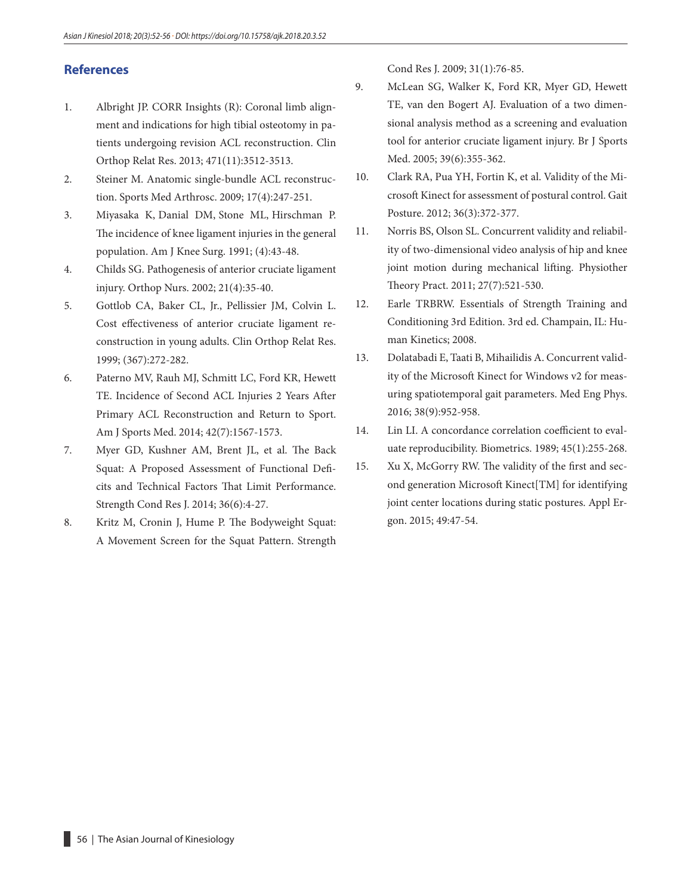## References

1. Albright JP. CORR Insights (R): Coronal limb alignment and indications for high tibial osteotomy in patients undergoing revision ACL reconstruction. Clin Orthop Relat Res. 2013; 471(11):3512-3513.
2. Steiner M. Anatomic single-bundle ACL reconstruction. Sports Med Arthrosc. 2009; 17(4):247-251.
3. Miyasaka K, Danial DM, Stone ML, Hirschman P. The incidence of knee ligament injuries in the general population. Am J Knee Surg. 1991; (4):43-48.
4. Childs SG. Pathogenesis of anterior cruciate ligament injury. Orthop Nurs. 2002; 21(4):35-40.
5. Gottlob CA, Baker CL, Jr., Pellissier JM, Colvin L. Cost effectiveness of anterior cruciate ligament reconstruction in young adults. Clin Orthop Relat Res. 1999; (367):272-282.
6. Paterno MV, Rauh MJ, Schmitt LC, Ford KR, Hewett TE. Incidence of Second ACL Injuries 2 Years After Primary ACL Reconstruction and Return to Sport. Am J Sports Med. 2014; 42(7):1567-1573.
7. Myer GD, Kushner AM, Brent JL, et al. The Back Squat: A Proposed Assessment of Functional Deficits and Technical Factors That Limit Performance. Strength Cond Res J. 2014; 36(6):4-27.
8. Kritz M, Cronin J, Hume P. The Bodyweight Squat: A Movement Screen for the Squat Pattern. Strength Cond Res J. 2009; 31(1):76-85.
9. McLean SG, Walker K, Ford KR, Myer GD, Hewett TE, van den Bogert AJ. Evaluation of a two dimensional analysis method as a screening and evaluation tool for anterior cruciate ligament injury. Br J Sports Med. 2005; 39(6):355-362.
10. Clark RA, Pua YH, Fortin K, et al. Validity of the Microsoft Kinect for assessment of postural control. Gait Posture. 2012; 36(3):372-377.
11. Norris BS, Olson SL. Concurrent validity and reliability of two-dimensional video analysis of hip and knee joint motion during mechanical lifting. Physiother Theory Pract. 2011; 27(7):521-530.
12. Earle TRBRW. Essentials of Strength Training and Conditioning 3rd Edition. 3rd ed. Champain, IL: Human Kinetics; 2008.
13. Dolatabadi E, Taati B, Mihailidis A. Concurrent validity of the Microsoft Kinect for Windows v2 for measuring spatiotemporal gait parameters. Med Eng Phys. 2016; 38(9):952-958.
14. Lin LI. A concordance correlation coefficient to evaluate reproducibility. Biometrics. 1989; 45(1):255-268.
15. Xu X, McGorry RW. The validity of the first and second generation Microsoft Kinect[TM] for identifying joint center locations during static postures. Appl Ergon. 2015; 49:47-54.